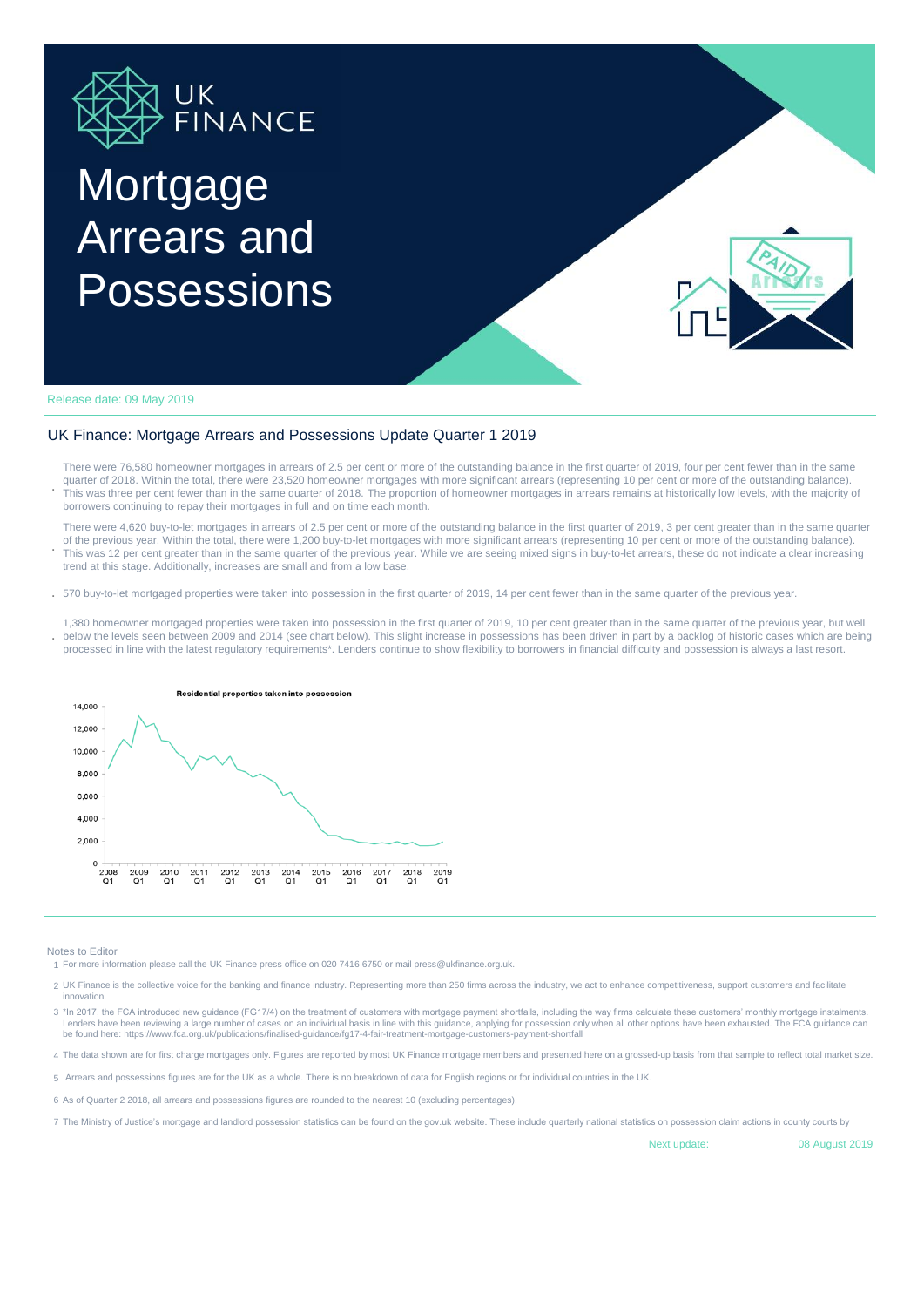# Mortgage Arrears and Possessions

Release date: 09 May 2019

## UK Finance: Mortgage Arrears and Possessions Update Quarter 1 2019

- There were 76,580 homeowner mortgages in arrears of 2.5 per cent or more of the outstanding balance in the first quarter of 2019, four per cent fewer than in the same quarter of 2018. Within the total, there were 23,520 homeowner mortgages with more significant arrears (representing 10 per cent or more of the outstanding balance). This was three per cent fewer than in the same quarter of 2018. The proportion of homeowner mortgages in arrears remains at historically low levels, with the majority of borrowers continuing to repay their mortgages in full and on time each month.

- There were 4,620 buy-to-let mortgages in arrears of 2.5 per cent or more of the outstanding balance in the first quarter of 2019, 3 per cent greater than in the same quarter of the previous year. Within the total, there were 1,200 buy-to-let mortgages with more significant arrears (representing 10 per cent or more of the outstanding balance). This was 12 per cent greater than in the same quarter of the previous year. While we are seeing mixed signs in buy-to-let arrears, these do not indicate a clear increasing trend at this stage. Additionally, increases are small and from a low base.

- 570 buy-to-let mortgaged properties were taken into possession in the first quarter of 2019, 14 per cent fewer than in the same quarter of the previous year.

- 1,380 homeowner mortgaged properties were taken into possession in the first quarter of 2019, 10 per cent greater than in the same quarter of the previous year, but well below the levels seen between 2009 and 2014 (see chart below). This slight increase in possessions has been driven in part by a backlog of historic cases which are being processed in line with the latest regulatory requirements*. Lenders continue to show flexibility to borrowers in financial difficulty and possession is always a last resort.

**Residential properties taken into possession**

---

Notes to Editor

1. For more information please call the UK Finance press office on 020 7416 6750 or mail press@ukfinance.org.uk.
2. UK Finance is the collective voice for the banking and finance industry. Representing more than 250 firms across the industry, we act to enhance competitiveness, support customers and facilitate innovation.
3. *In 2017, the FCA introduced new guidance (FG17/4) on the treatment of customers with mortgage payment shortfalls, including the way firms calculate these customers' monthly mortgage instalments. Lenders have been reviewing a large number of cases on an individual basis in line with this guidance, applying for possession only when all other options have been exhausted. The FCA guidance can be found here: https://www.fca.org.uk/publications/finalised-guidance/fg17-4-fair-treatment-mortgage-customers-payment-shortfall
4. The data shown are for first charge mortgages only. Figures are reported by most UK Finance mortgage members and presented here on a grossed-up basis from that sample to reflect total market size.
5. Arrears and possessions figures are for the UK as a whole. There is no breakdown of data for English regions or for individual countries in the UK.
6. As of Quarter 2 2018, all arrears and possessions figures are rounded to the nearest 10 (excluding percentages).
7. The Ministry of Justice's mortgage and landlord possession statistics can be found on the gov.uk website. These include quarterly national statistics on possession claim actions in county courts by

Next update: 08 August 2019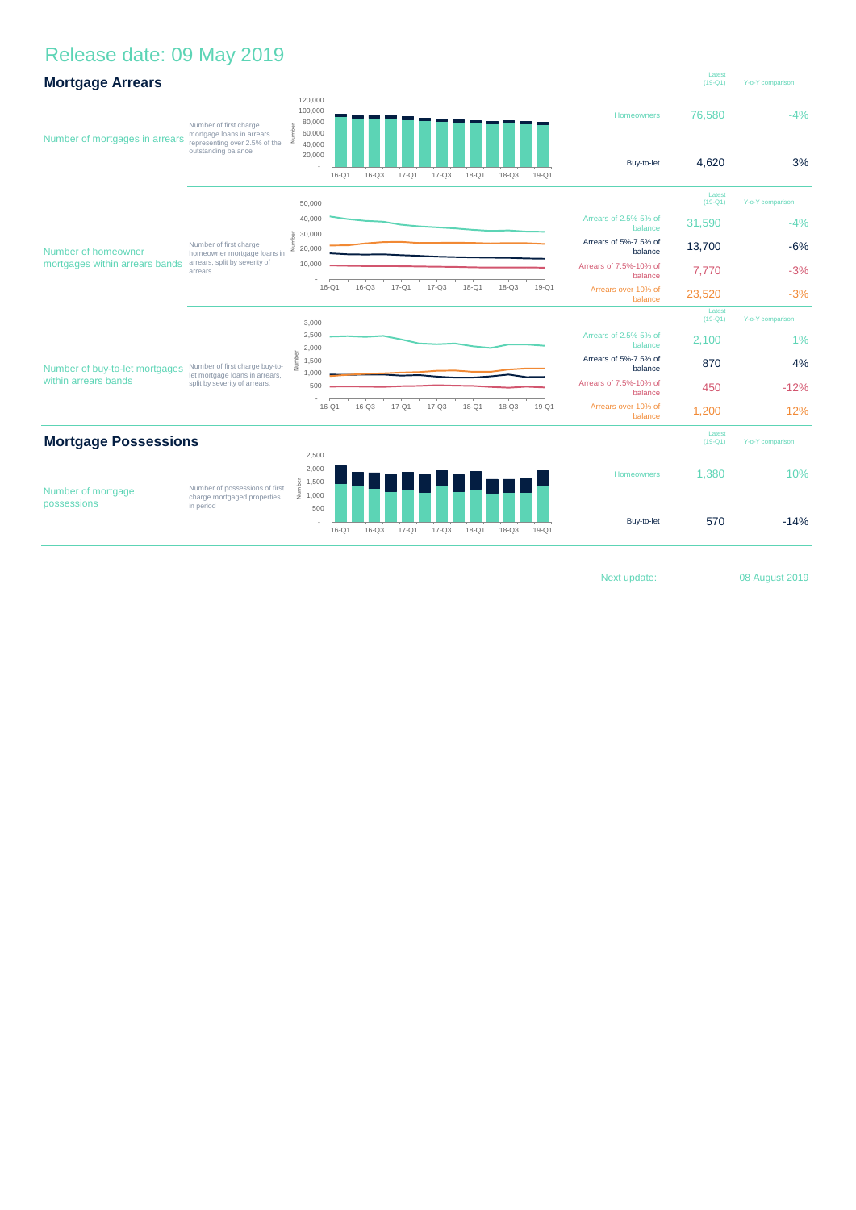Release date: 09 May 2019

## Mortgage Arrears

**Number of mortgages in arrears**

Number of first charge mortgage loans in arrears representing over 2.5% of the outstanding balance

| | Latest (19-Q1) | Y-o-Y comparison |
|---|---|---|
| Homeowners | 76,580 | -4% |
| Buy-to-let | 4,620 | 3% |

**Number of homeowner mortgages within arrears bands**

Number of first charge homeowner mortgage loans in arrears, split by severity of arrears.

| | Latest (19-Q1) | Y-o-Y comparison |
|---|---|---|
| Arrears of 2.5%-5% of balance | 31,590 | -4% |
| Arrears of 5%-7.5% of balance | 13,700 | -6% |
| Arrears of 7.5%-10% of balance | 7,770 | -3% |
| Arrears over 10% of balance | 23,520 | -3% |

**Number of buy-to-let mortgages within arrears bands**

Number of first charge buy-to-let mortgage loans in arrears, split by severity of arrears.

| | Latest (19-Q1) | Y-o-Y comparison |
|---|---|---|
| Arrears of 2.5%-5% of balance | 2,100 | 1% |
| Arrears of 5%-7.5% of balance | 870 | 4% |
| Arrears of 7.5%-10% of balance | 450 | -12% |
| Arrears over 10% of balance | 1,200 | 12% |

## Mortgage Possessions

**Number of mortgage possessions**

Number of possessions of first charge mortgaged properties in period

| | Latest (19-Q1) | Y-o-Y comparison |
|---|---|---|
| Homeowners | 1,380 | 10% |
| Buy-to-let | 570 | -14% |

Next update: 08 August 2019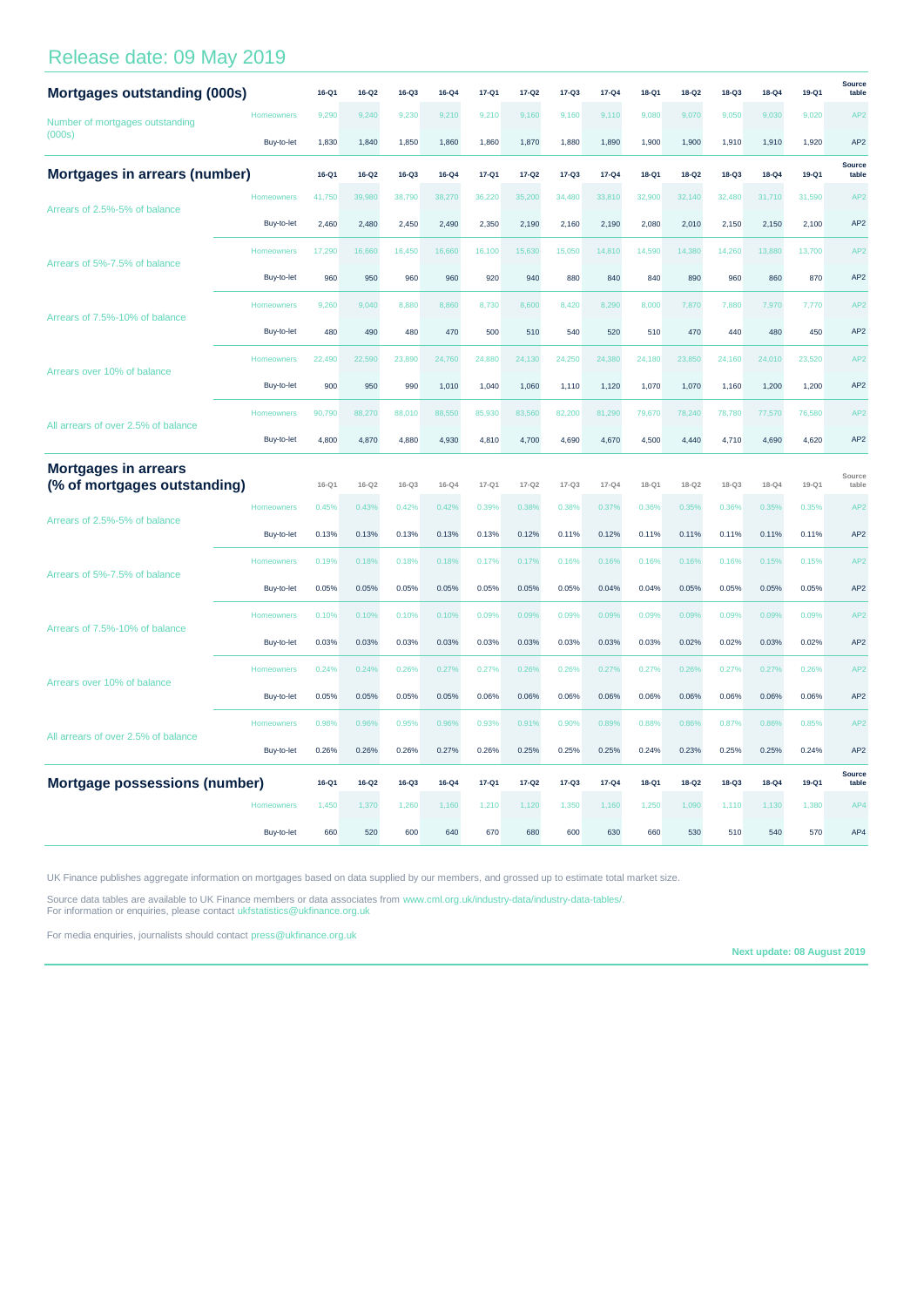Release date: 09 May 2019

## Mortgages outstanding (000s)

| | | 16-Q1 | 16-Q2 | 16-Q3 | 16-Q4 | 17-Q1 | 17-Q2 | 17-Q3 | 17-Q4 | 18-Q1 | 18-Q2 | 18-Q3 | 18-Q4 | 19-Q1 | Source table |
|---|---|---|---|---|---|---|---|---|---|---|---|---|---|---|---|
| Number of mortgages outstanding (000s) | Homeowners | 9,290 | 9,240 | 9,230 | 9,210 | 9,210 | 9,160 | 9,160 | 9,110 | 9,080 | 9,070 | 9,050 | 9,030 | 9,020 | AP2 |
| | Buy-to-let | 1,830 | 1,840 | 1,850 | 1,860 | 1,860 | 1,870 | 1,880 | 1,890 | 1,900 | 1,900 | 1,910 | 1,910 | 1,920 | AP2 |

## Mortgages in arrears (number)

| | | 16-Q1 | 16-Q2 | 16-Q3 | 16-Q4 | 17-Q1 | 17-Q2 | 17-Q3 | 17-Q4 | 18-Q1 | 18-Q2 | 18-Q3 | 18-Q4 | 19-Q1 | Source table |
|---|---|---|---|---|---|---|---|---|---|---|---|---|---|---|---|
| Arrears of 2.5%-5% of balance | Homeowners | 41,750 | 39,980 | 38,790 | 38,270 | 36,220 | 35,200 | 34,480 | 33,810 | 32,900 | 32,140 | 32,480 | 31,710 | 31,590 | AP2 |
| | Buy-to-let | 2,460 | 2,480 | 2,450 | 2,490 | 2,350 | 2,190 | 2,160 | 2,190 | 2,080 | 2,010 | 2,150 | 2,150 | 2,100 | AP2 |
| Arrears of 5%-7.5% of balance | Homeowners | 17,290 | 16,660 | 16,450 | 16,660 | 16,100 | 15,630 | 15,050 | 14,810 | 14,590 | 14,380 | 14,260 | 13,880 | 13,700 | AP2 |
| | Buy-to-let | 960 | 950 | 960 | 960 | 920 | 940 | 880 | 840 | 840 | 890 | 960 | 860 | 870 | AP2 |
| Arrears of 7.5%-10% of balance | Homeowners | 9,260 | 9,040 | 8,880 | 8,860 | 8,730 | 8,600 | 8,420 | 8,290 | 8,000 | 7,670 | 7,880 | 7,970 | 7,770 | AP2 |
| | Buy-to-let | 480 | 490 | 480 | 470 | 500 | 510 | 540 | 520 | 510 | 470 | 440 | 480 | 450 | AP2 |
| Arrears over 10% of balance | Homeowners | 22,490 | 22,590 | 23,890 | 24,760 | 24,880 | 24,130 | 24,250 | 24,380 | 24,180 | 23,850 | 24,160 | 24,010 | 23,520 | AP2 |
| | Buy-to-let | 900 | 950 | 990 | 1,010 | 1,040 | 1,060 | 1,110 | 1,120 | 1,070 | 1,070 | 1,160 | 1,200 | 1,200 | AP2 |
| All arrears of over 2.5% of balance | Homeowners | 90,790 | 88,270 | 88,010 | 88,550 | 85,930 | 83,560 | 82,200 | 81,290 | 79,670 | 78,240 | 78,780 | 77,570 | 76,580 | AP2 |
| | Buy-to-let | 4,800 | 4,870 | 4,880 | 4,930 | 4,810 | 4,700 | 4,690 | 4,670 | 4,500 | 4,440 | 4,710 | 4,690 | 4,620 | AP2 |

## Mortgages in arrears (% of mortgages outstanding)

| | | 16-Q1 | 16-Q2 | 16-Q3 | 16-Q4 | 17-Q1 | 17-Q2 | 17-Q3 | 17-Q4 | 18-Q1 | 18-Q2 | 18-Q3 | 18-Q4 | 19-Q1 | Source table |
|---|---|---|---|---|---|---|---|---|---|---|---|---|---|---|---|
| Arrears of 2.5%-5% of balance | Homeowners | 0.45% | 0.43% | 0.42% | 0.42% | 0.39% | 0.38% | 0.38% | 0.37% | 0.36% | 0.35% | 0.36% | 0.35% | 0.35% | AP2 |
| | Buy-to-let | 0.13% | 0.13% | 0.13% | 0.13% | 0.13% | 0.12% | 0.11% | 0.12% | 0.11% | 0.11% | 0.11% | 0.11% | 0.11% | AP2 |
| Arrears of 5%-7.5% of balance | Homeowners | 0.19% | 0.18% | 0.18% | 0.18% | 0.17% | 0.17% | 0.16% | 0.16% | 0.16% | 0.16% | 0.16% | 0.15% | 0.15% | AP2 |
| | Buy-to-let | 0.05% | 0.05% | 0.05% | 0.05% | 0.05% | 0.05% | 0.05% | 0.04% | 0.04% | 0.05% | 0.05% | 0.05% | 0.05% | AP2 |
| Arrears of 7.5%-10% of balance | Homeowners | 0.10% | 0.10% | 0.10% | 0.10% | 0.09% | 0.09% | 0.09% | 0.09% | 0.09% | 0.09% | 0.09% | 0.09% | 0.09% | AP2 |
| | Buy-to-let | 0.03% | 0.03% | 0.03% | 0.03% | 0.03% | 0.03% | 0.03% | 0.03% | 0.03% | 0.02% | 0.02% | 0.03% | 0.02% | AP2 |
| Arrears over 10% of balance | Homeowners | 0.24% | 0.24% | 0.26% | 0.27% | 0.27% | 0.26% | 0.26% | 0.27% | 0.27% | 0.26% | 0.27% | 0.27% | 0.26% | AP2 |
| | Buy-to-let | 0.05% | 0.05% | 0.05% | 0.05% | 0.06% | 0.06% | 0.06% | 0.06% | 0.06% | 0.06% | 0.06% | 0.06% | 0.06% | AP2 |
| All arrears of over 2.5% of balance | Homeowners | 0.98% | 0.96% | 0.95% | 0.96% | 0.93% | 0.91% | 0.90% | 0.89% | 0.88% | 0.86% | 0.87% | 0.86% | 0.85% | AP2 |
| | Buy-to-let | 0.26% | 0.26% | 0.26% | 0.27% | 0.26% | 0.25% | 0.25% | 0.25% | 0.24% | 0.23% | 0.25% | 0.25% | 0.24% | AP2 |

## Mortgage possessions (number)

| | | 16-Q1 | 16-Q2 | 16-Q3 | 16-Q4 | 17-Q1 | 17-Q2 | 17-Q3 | 17-Q4 | 18-Q1 | 18-Q2 | 18-Q3 | 18-Q4 | 19-Q1 | Source table |
|---|---|---|---|---|---|---|---|---|---|---|---|---|---|---|---|
| | Homeowners | 1,450 | 1,370 | 1,260 | 1,160 | 1,210 | 1,120 | 1,350 | 1,160 | 1,250 | 1,090 | 1,110 | 1,130 | 1,380 | AP4 |
| | Buy-to-let | 660 | 520 | 600 | 640 | 670 | 680 | 600 | 630 | 660 | 530 | 510 | 540 | 570 | AP4 |

UK Finance publishes aggregate information on mortgages based on data supplied by our members, and grossed up to estimate total market size.

Source data tables are available to UK Finance members or data associates from www.cml.org.uk/industry-data/industry-data-tables/.
For information or enquiries, please contact ukfstatistics@ukfinance.org.uk

For media enquiries, journalists should contact press@ukfinance.org.uk

**Next update: 08 August 2019**